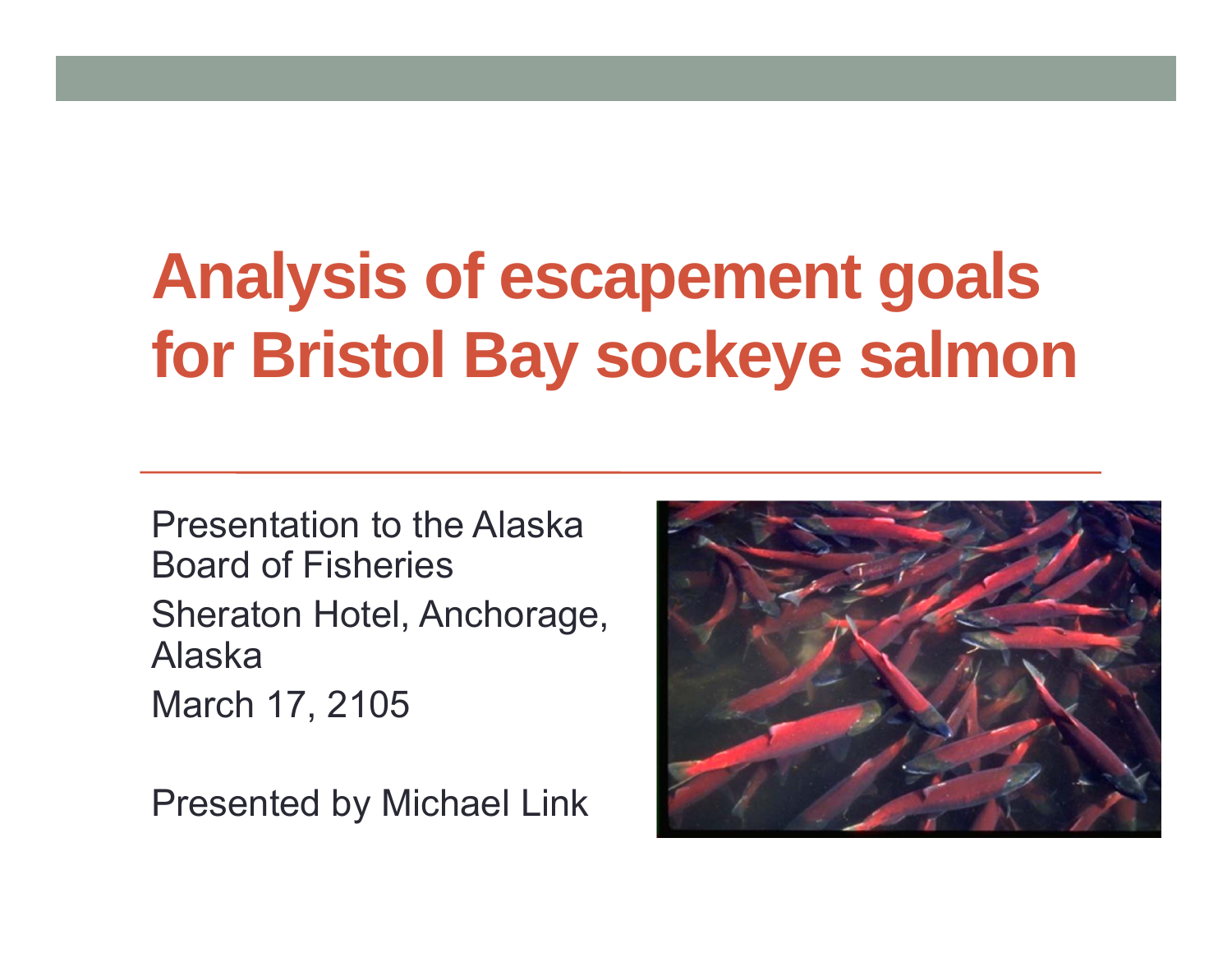# Analysis of escapement goals for Bristol Bay sockeye salmon

Presentation to the Alaska Board of Fisheries

Sheraton Hotel, Anchorage, Alaska

March 17, 2105

Presented by Michael Link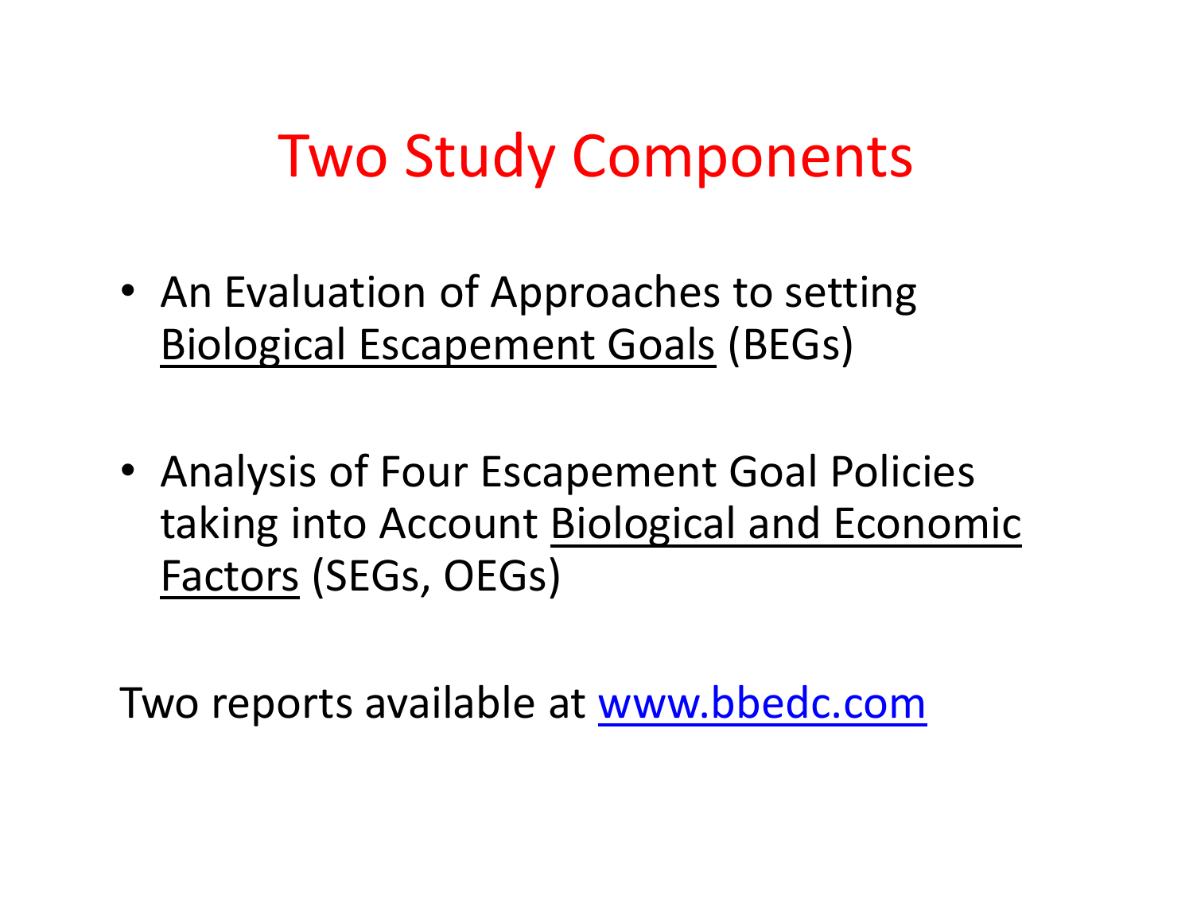# Two Study Components

- An Evaluation of Approaches to setting <u>Biological Escapement Goals</u> (BEGs)

- Analysis of Four Escapement Goal Policies taking into Account <u>Biological and Economic Factors</u> (SEGs, OEGs)

Two reports available at [www.bbedc.com](http://www.bbedc.com)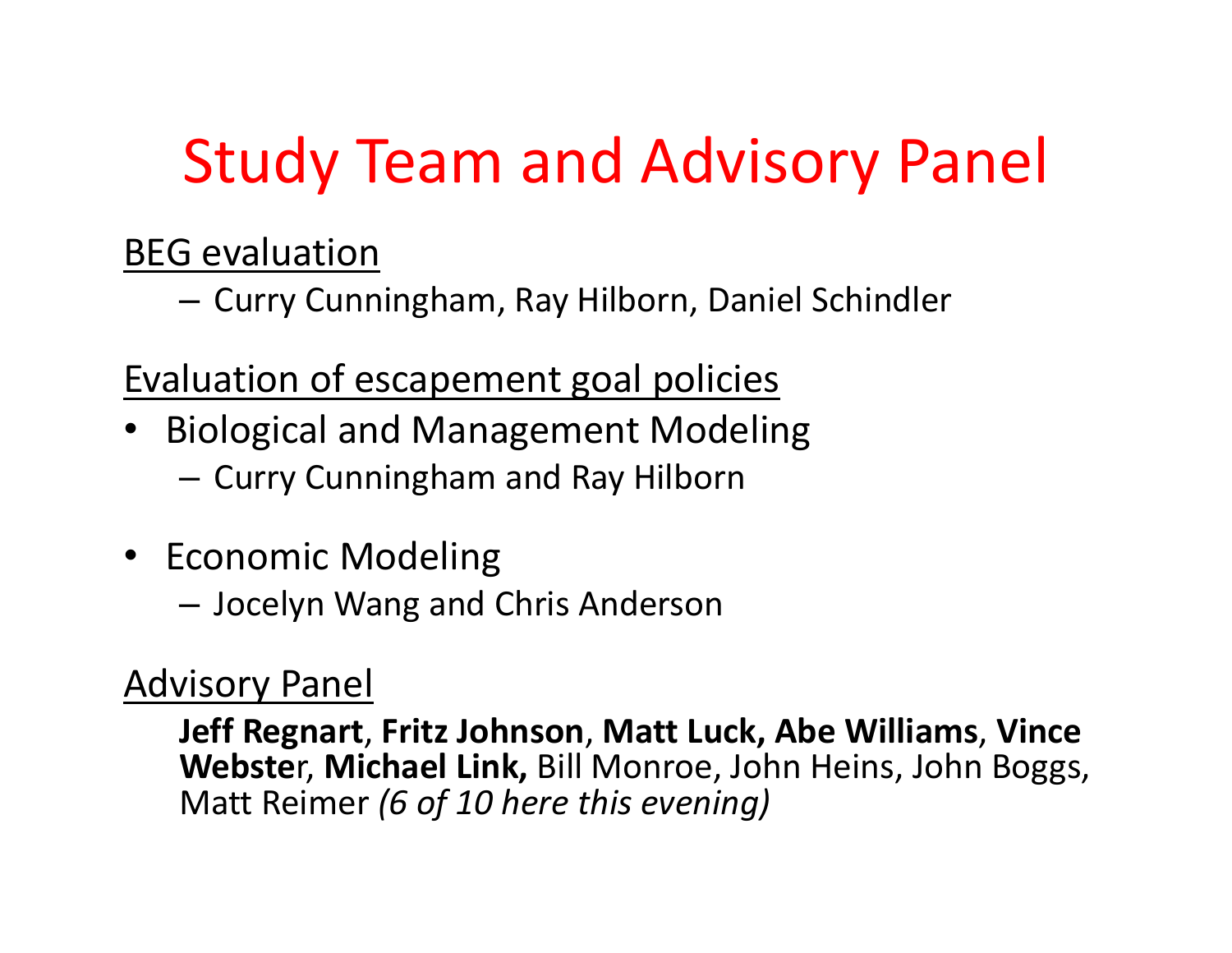# Study Team and Advisory Panel

<u>BEG evaluation</u>

– Curry Cunningham, Ray Hilborn, Daniel Schindler

<u>Evaluation of escapement goal policies</u>

- Biological and Management Modeling
  – Curry Cunningham and Ray Hilborn
- Economic Modeling
  – Jocelyn Wang and Chris Anderson

<u>Advisory Panel</u>

**Jeff Regnart**, **Fritz Johnson**, **Matt Luck, Abe Williams**, **Vince Webste**r, **Michael Link,** Bill Monroe, John Heins, John Boggs, Matt Reimer *(6 of 10 here this evening)*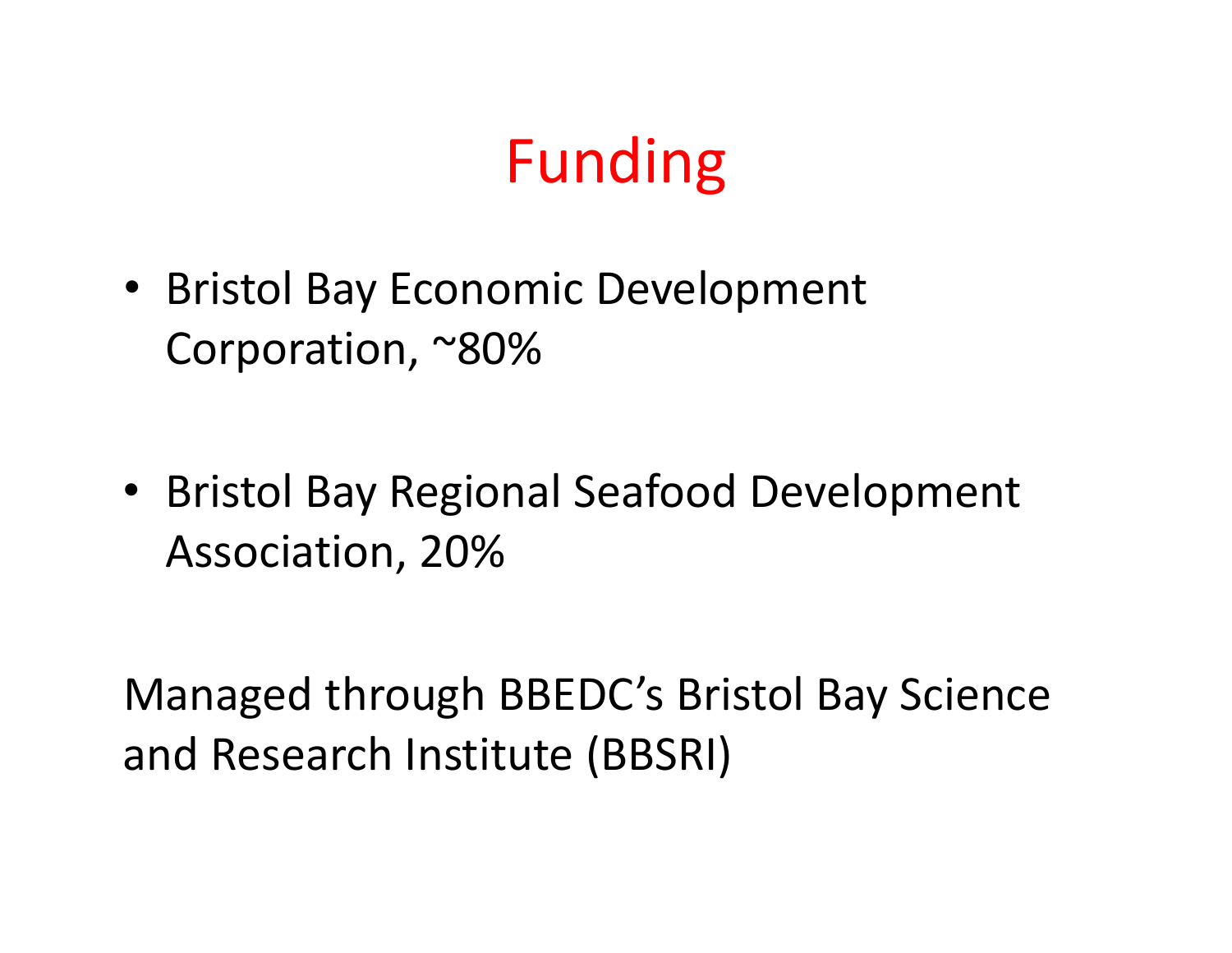# Funding

- Bristol Bay Economic Development Corporation, ~80%

- Bristol Bay Regional Seafood Development Association, 20%

Managed through BBEDC's Bristol Bay Science and Research Institute (BBSRI)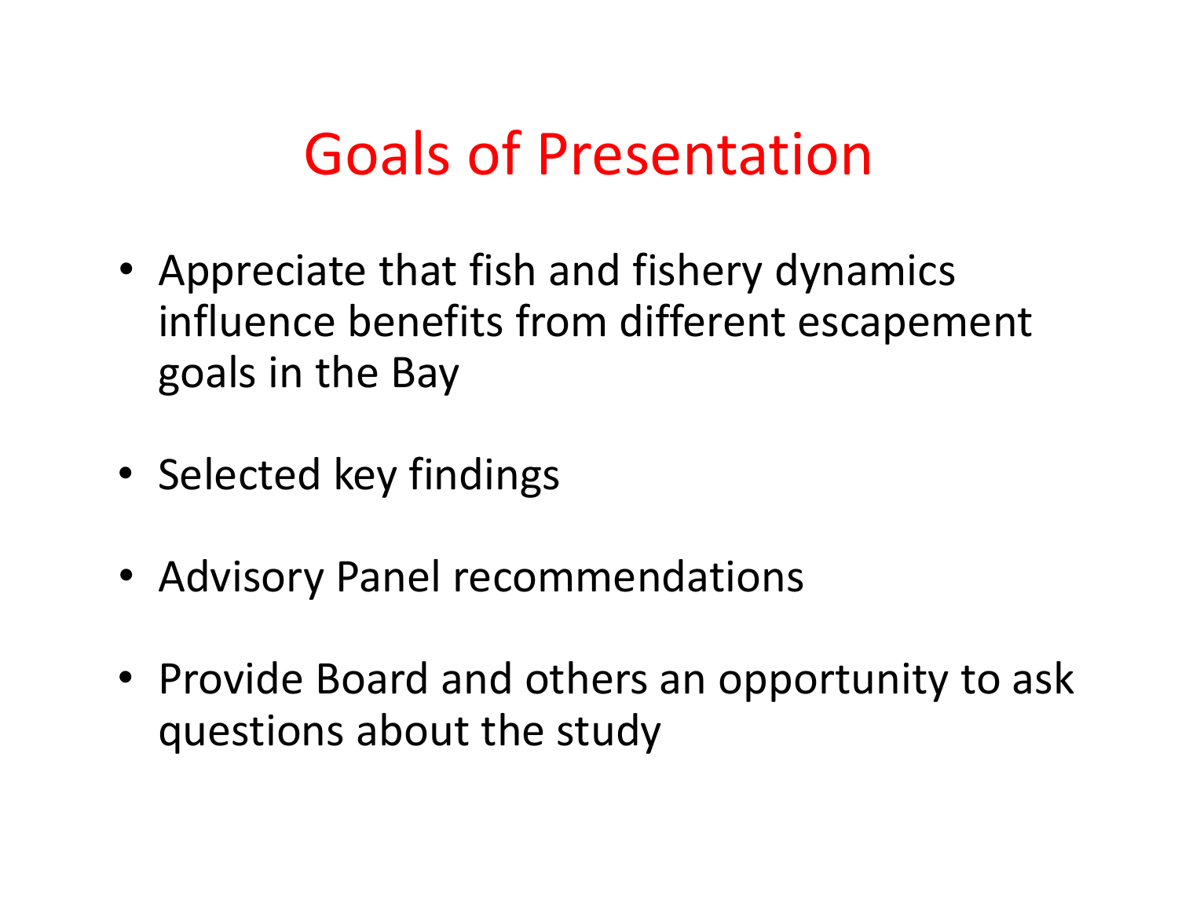# Goals of Presentation

- Appreciate that fish and fishery dynamics influence benefits from different escapement goals in the Bay
- Selected key findings
- Advisory Panel recommendations
- Provide Board and others an opportunity to ask questions about the study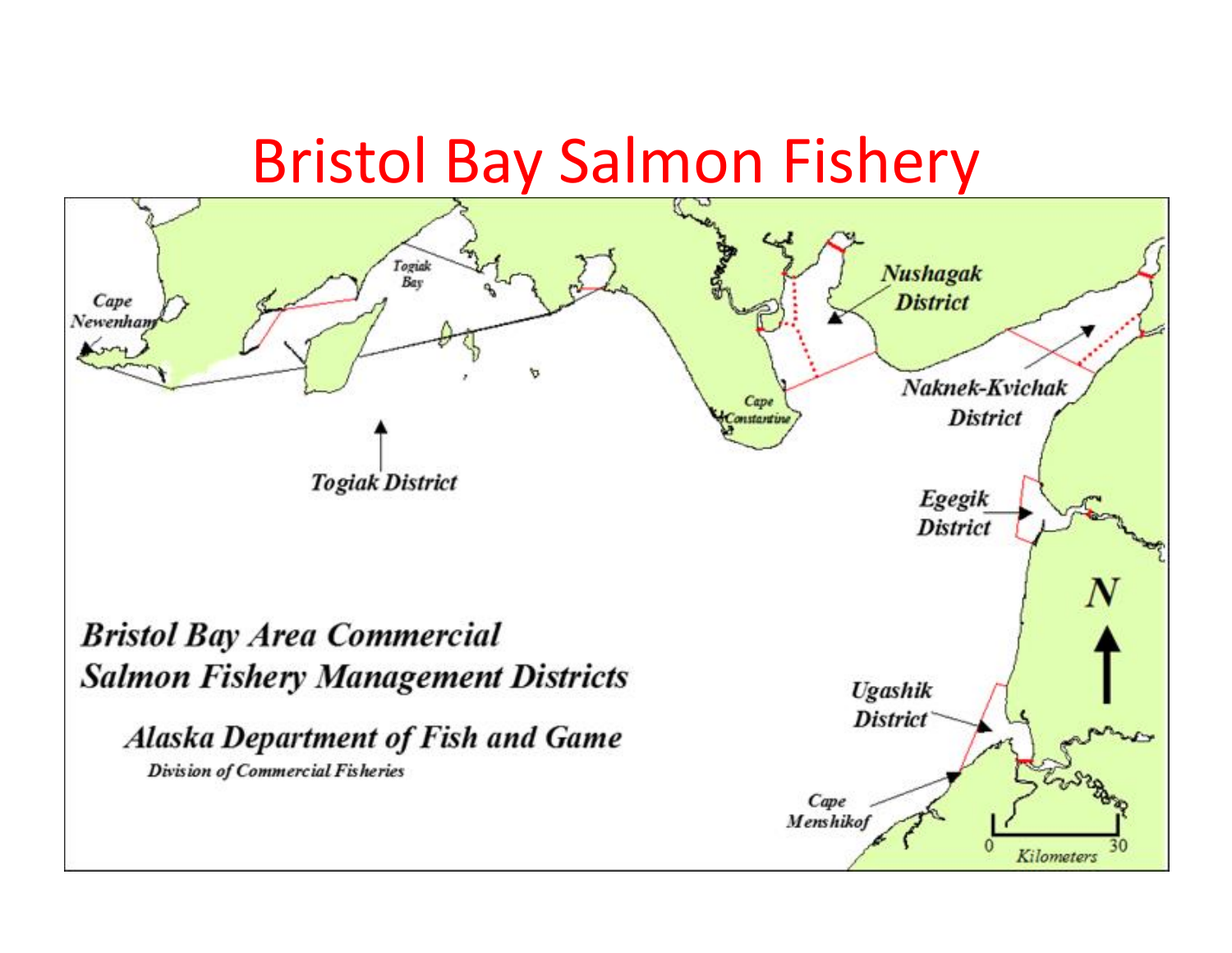# Bristol Bay Salmon Fishery

Cape Newenham

Togiak Bay

Togiak District

Cape Constantine

Nushagak District

Naknek-Kvichak District

Egegik District

Ugashik District

Cape Menshikof

N

0 Kilometers 30

***Bristol Bay Area Commercial Salmon Fishery Management Districts***

***Alaska Department of Fish and Game***

*Division of Commercial Fisheries*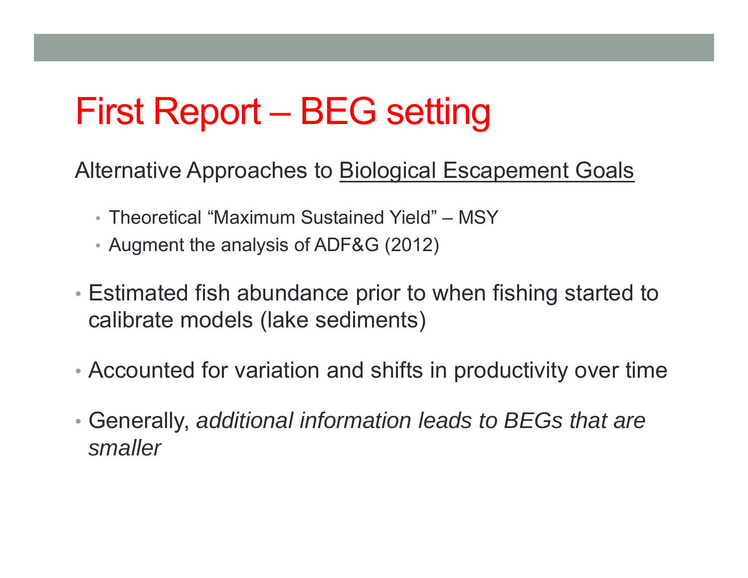# First Report – BEG setting

Alternative Approaches to <u>Biological Escapement Goals</u>

- Theoretical "Maximum Sustained Yield" – MSY
- Augment the analysis of ADF&G (2012)

- Estimated fish abundance prior to when fishing started to calibrate models (lake sediments)
- Accounted for variation and shifts in productivity over time
- Generally, *additional information leads to BEGs that are smaller*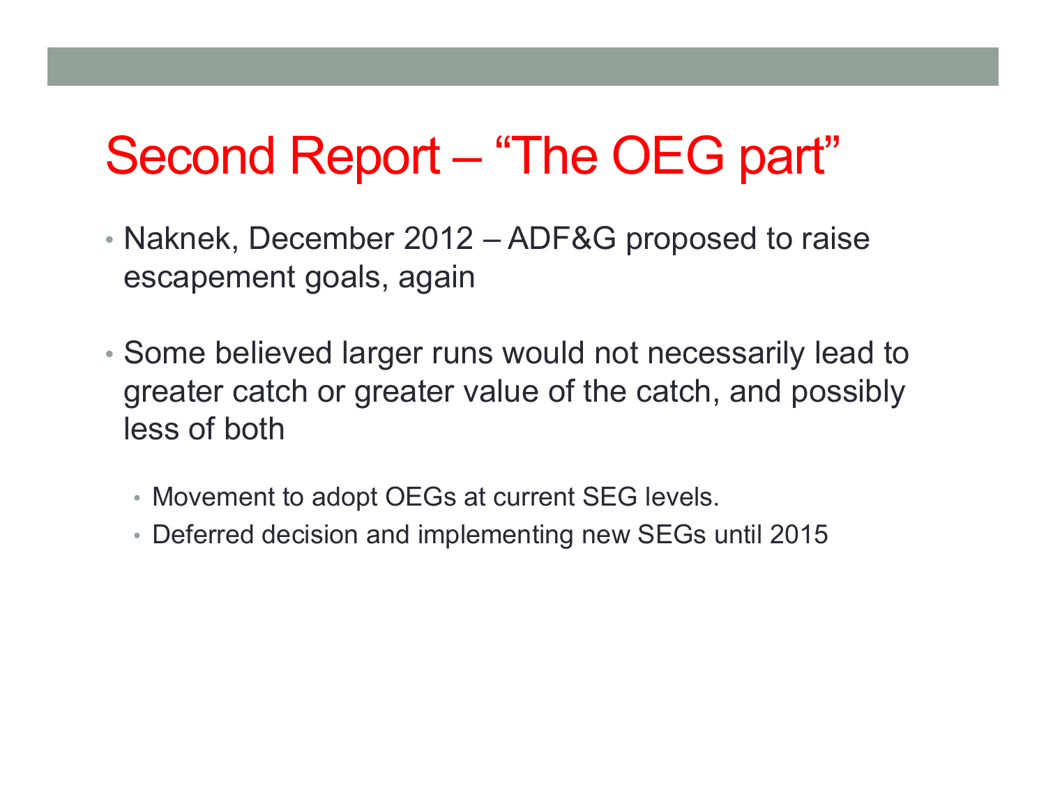# Second Report – “The OEG part”

- Naknek, December 2012 – ADF&G proposed to raise escapement goals, again
- Some believed larger runs would not necessarily lead to greater catch or greater value of the catch, and possibly less of both
  - Movement to adopt OEGs at current SEG levels.
  - Deferred decision and implementing new SEGs until 2015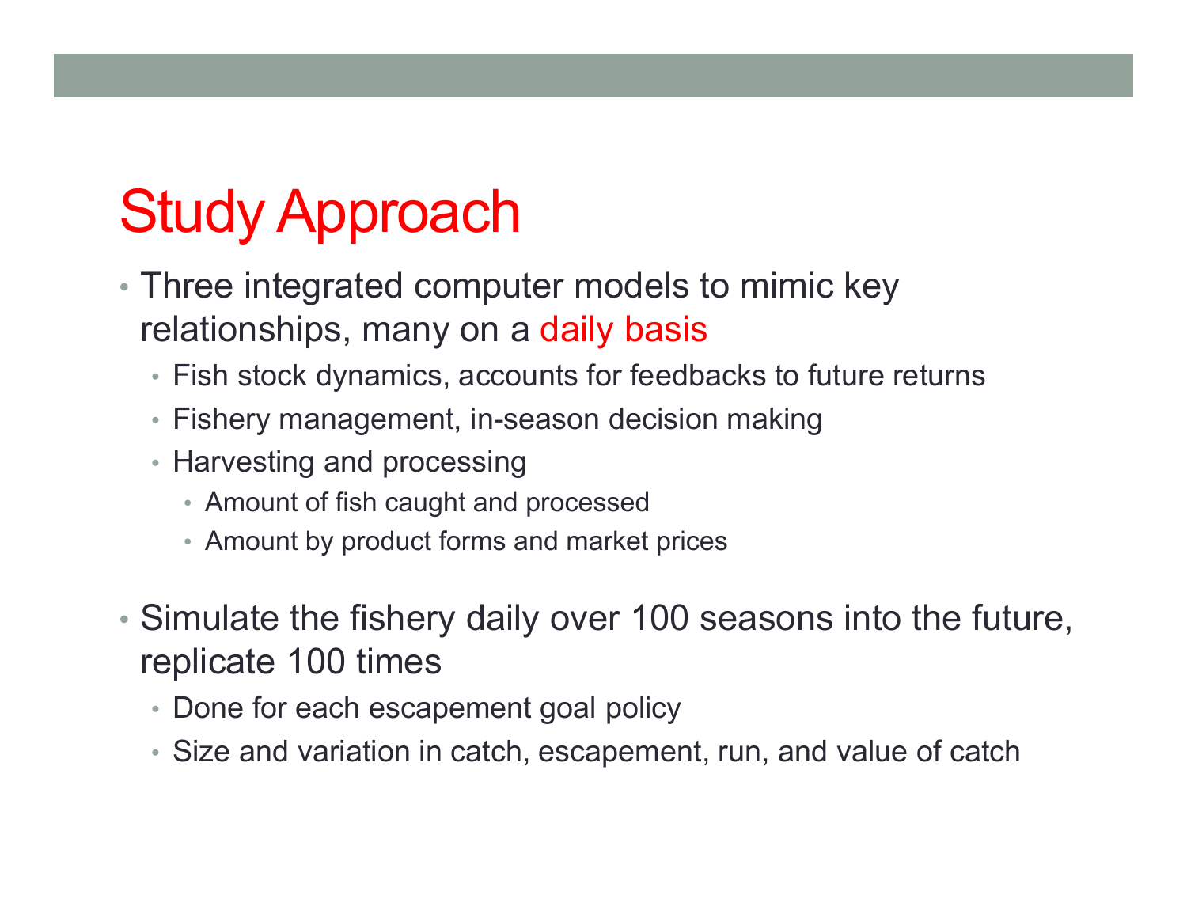# Study Approach

- Three integrated computer models to mimic key relationships, many on a daily basis
  - Fish stock dynamics, accounts for feedbacks to future returns
  - Fishery management, in-season decision making
  - Harvesting and processing
    - Amount of fish caught and processed
    - Amount by product forms and market prices
- Simulate the fishery daily over 100 seasons into the future, replicate 100 times
  - Done for each escapement goal policy
  - Size and variation in catch, escapement, run, and value of catch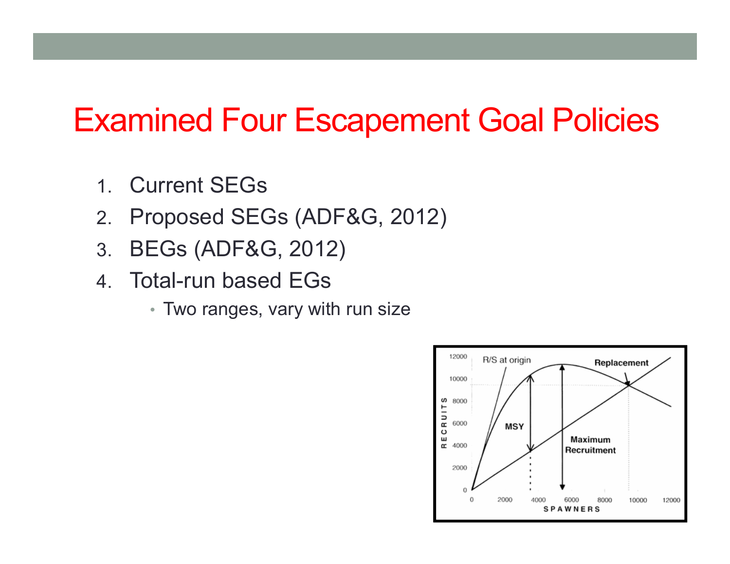# Examined Four Escapement Goal Policies

1. Current SEGs
2. Proposed SEGs (ADF&G, 2012)
3. BEGs (ADF&G, 2012)
4. Total-run based EGs
   - Two ranges, vary with run size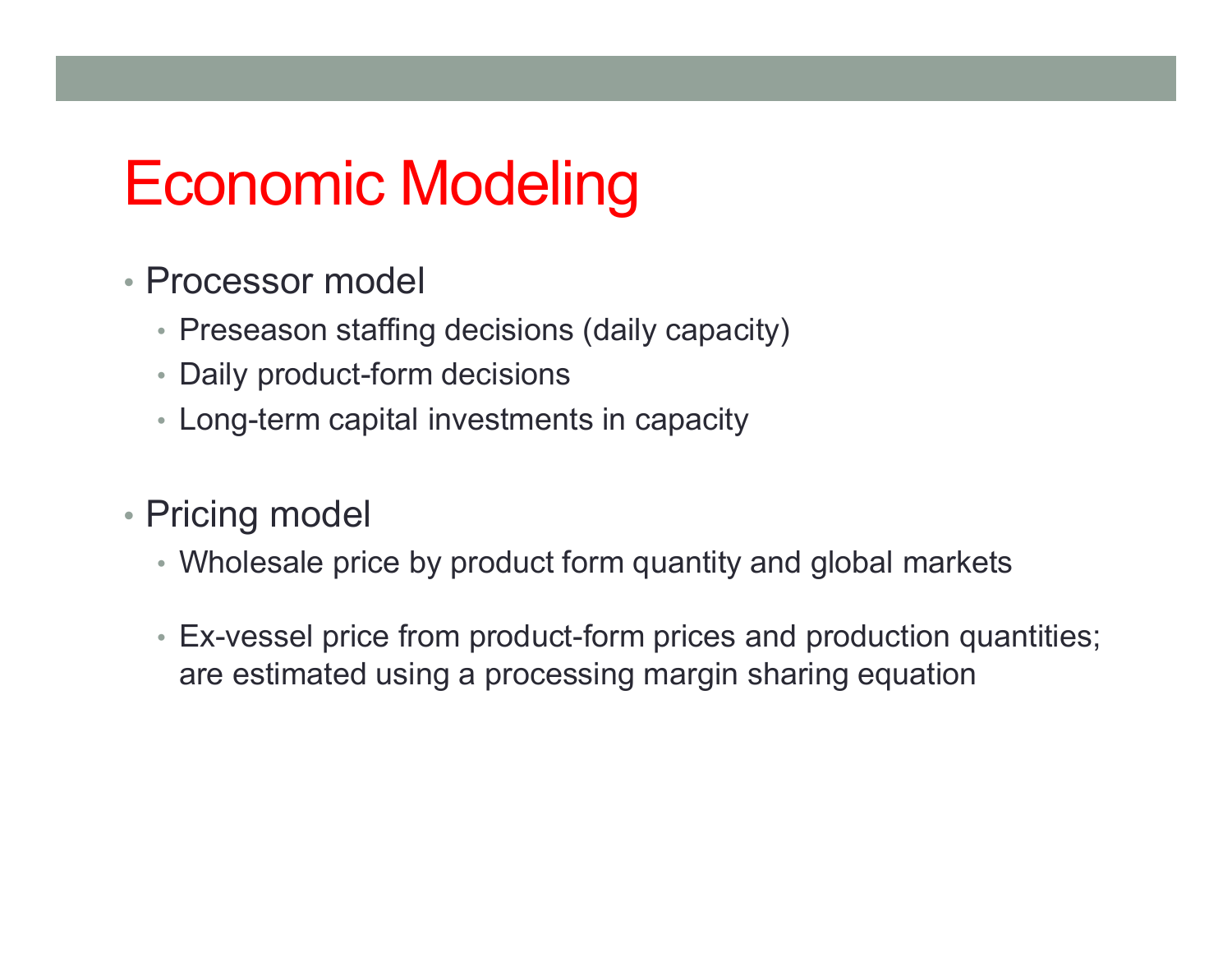# Economic Modeling

- Processor model
  - Preseason staffing decisions (daily capacity)
  - Daily product-form decisions
  - Long-term capital investments in capacity

- Pricing model
  - Wholesale price by product form quantity and global markets
  - Ex-vessel price from product-form prices and production quantities; are estimated using a processing margin sharing equation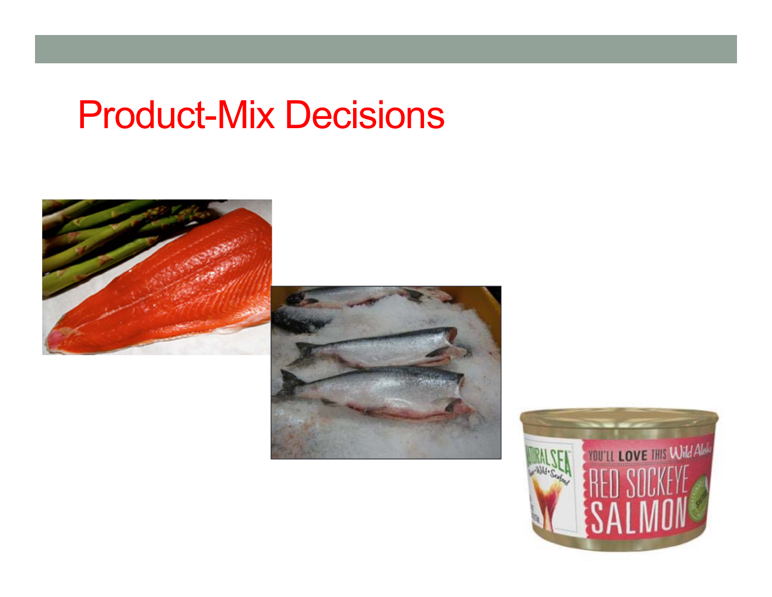# Product-Mix Decisions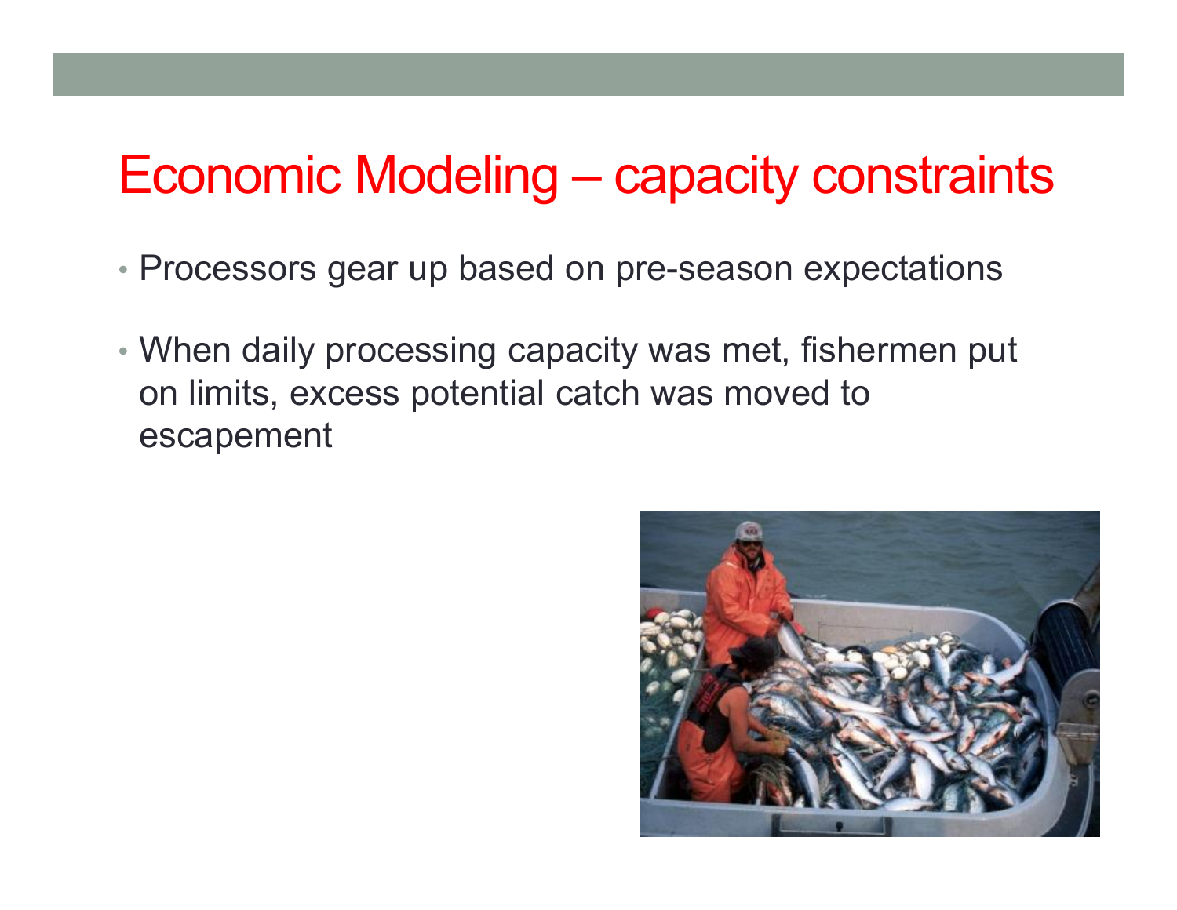# Economic Modeling – capacity constraints

- Processors gear up based on pre-season expectations
- When daily processing capacity was met, fishermen put on limits, excess potential catch was moved to escapement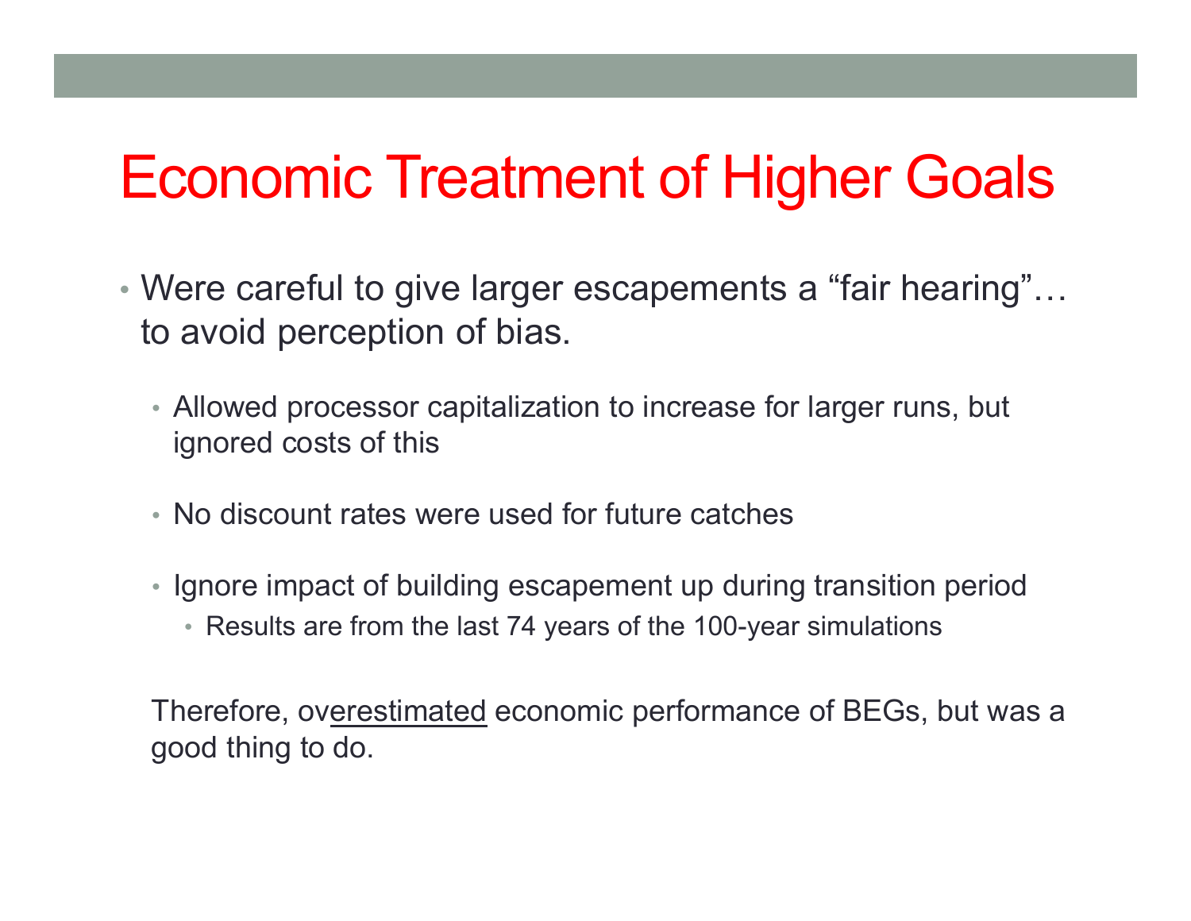# Economic Treatment of Higher Goals

- Were careful to give larger escapements a “fair hearing”… to avoid perception of bias.
  - Allowed processor capitalization to increase for larger runs, but ignored costs of this
  - No discount rates were used for future catches
  - Ignore impact of building escapement up during transition period
    - Results are from the last 74 years of the 100-year simulations

Therefore, ov<u>erestimated</u> economic performance of BEGs, but was a good thing to do.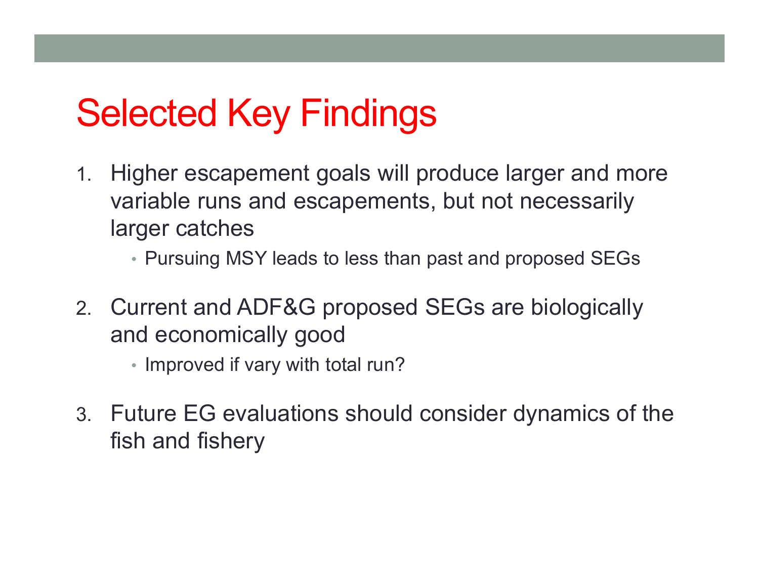# Selected Key Findings

1. Higher escapement goals will produce larger and more variable runs and escapements, but not necessarily larger catches
   - Pursuing MSY leads to less than past and proposed SEGs
2. Current and ADF&G proposed SEGs are biologically and economically good
   - Improved if vary with total run?
3. Future EG evaluations should consider dynamics of the fish and fishery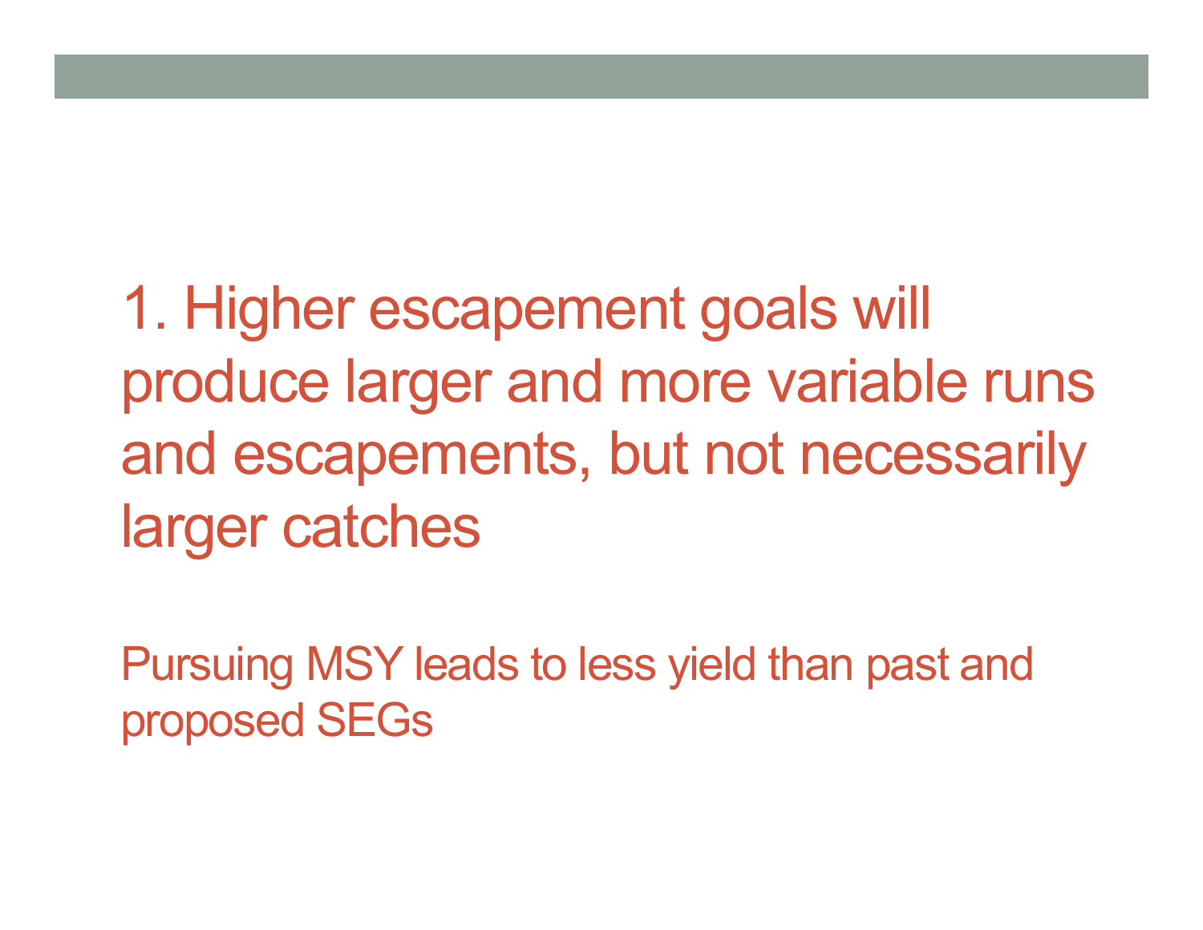## 1. Higher escapement goals will produce larger and more variable runs and escapements, but not necessarily larger catches

Pursuing MSY leads to less yield than past and proposed SEGs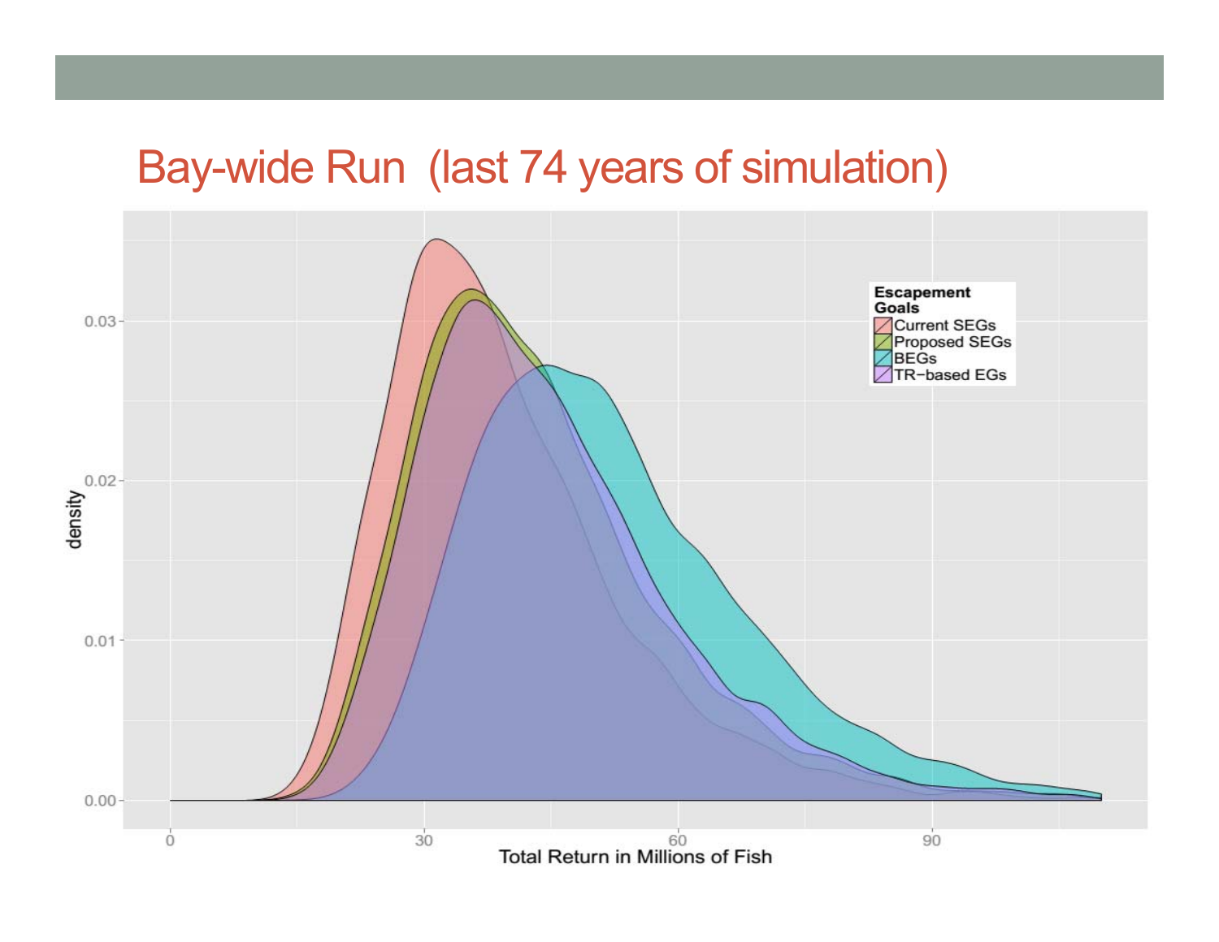# Bay-wide Run (last 74 years of simulation)

density

Total Return in Millions of Fish

0.00
0.01
0.02
0.03

0
30
60
90

**Escapement Goals**

- Current SEGs
- Proposed SEGs
- BEGs
- TR−based EGs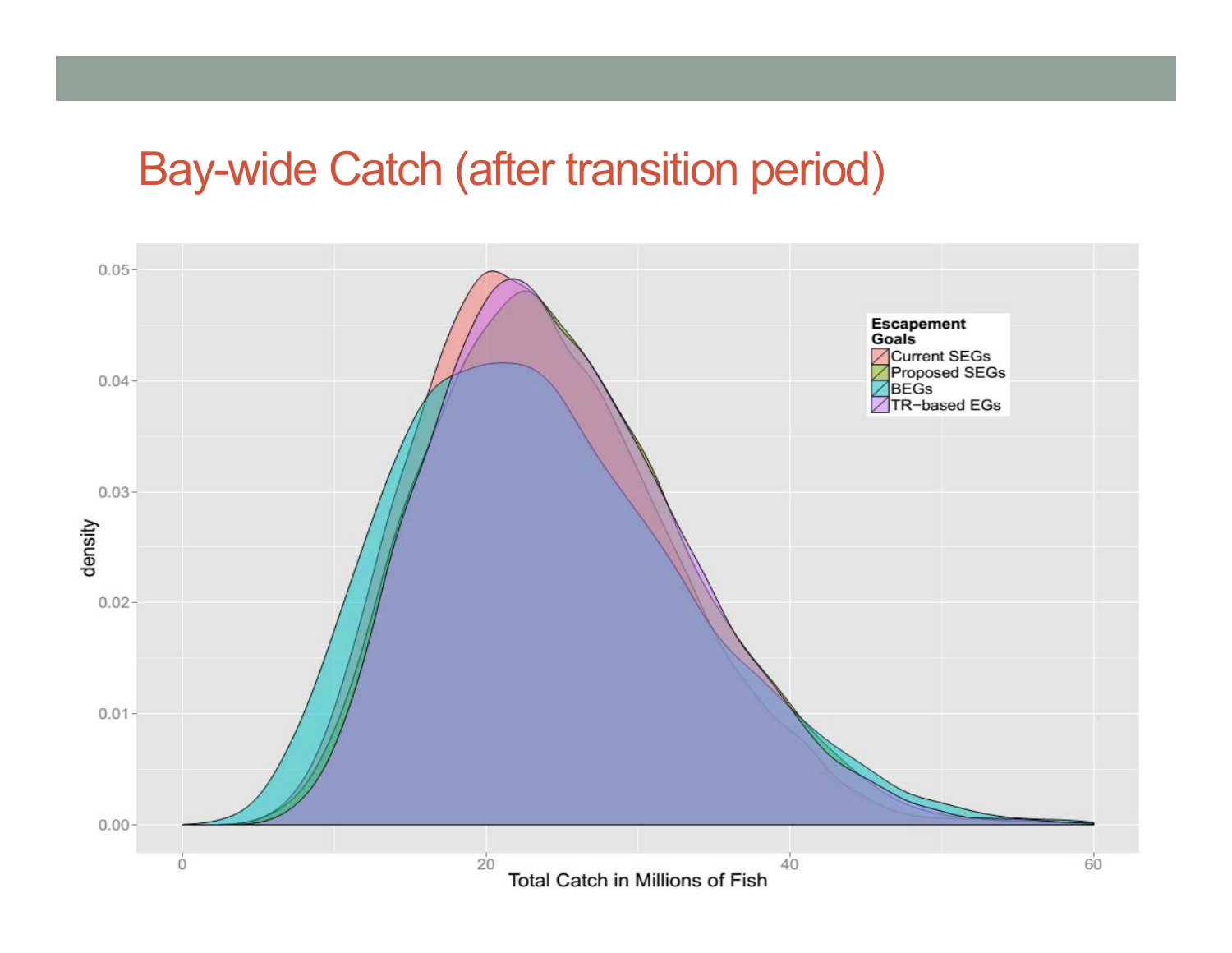# Bay-wide Catch (after transition period)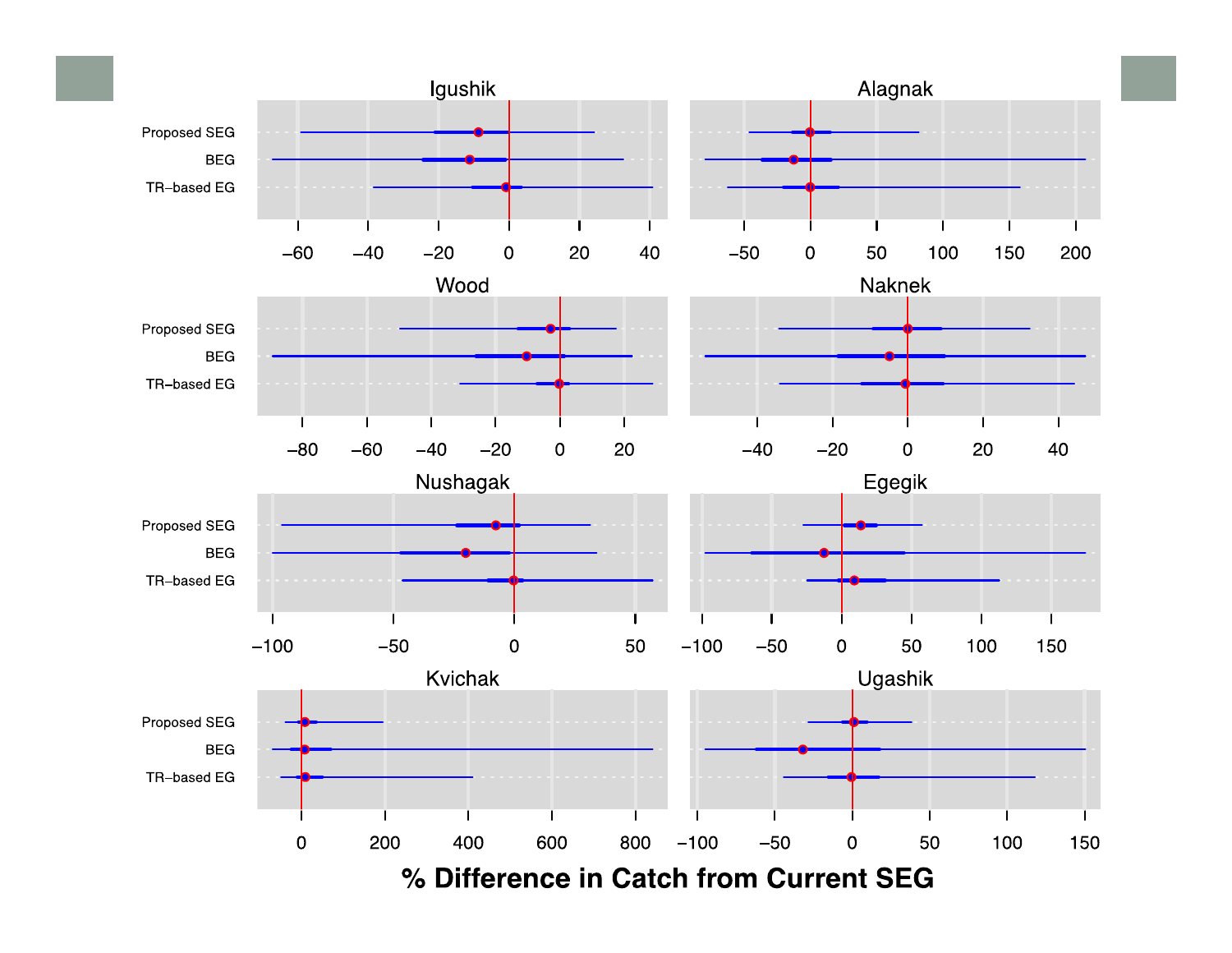Igushik

Alagnak

Wood

Naknek

Nushagak

Egegik

Kvichak

Ugashik

Proposed SEG

BEG

TR–based EG

**% Difference in Catch from Current SEG**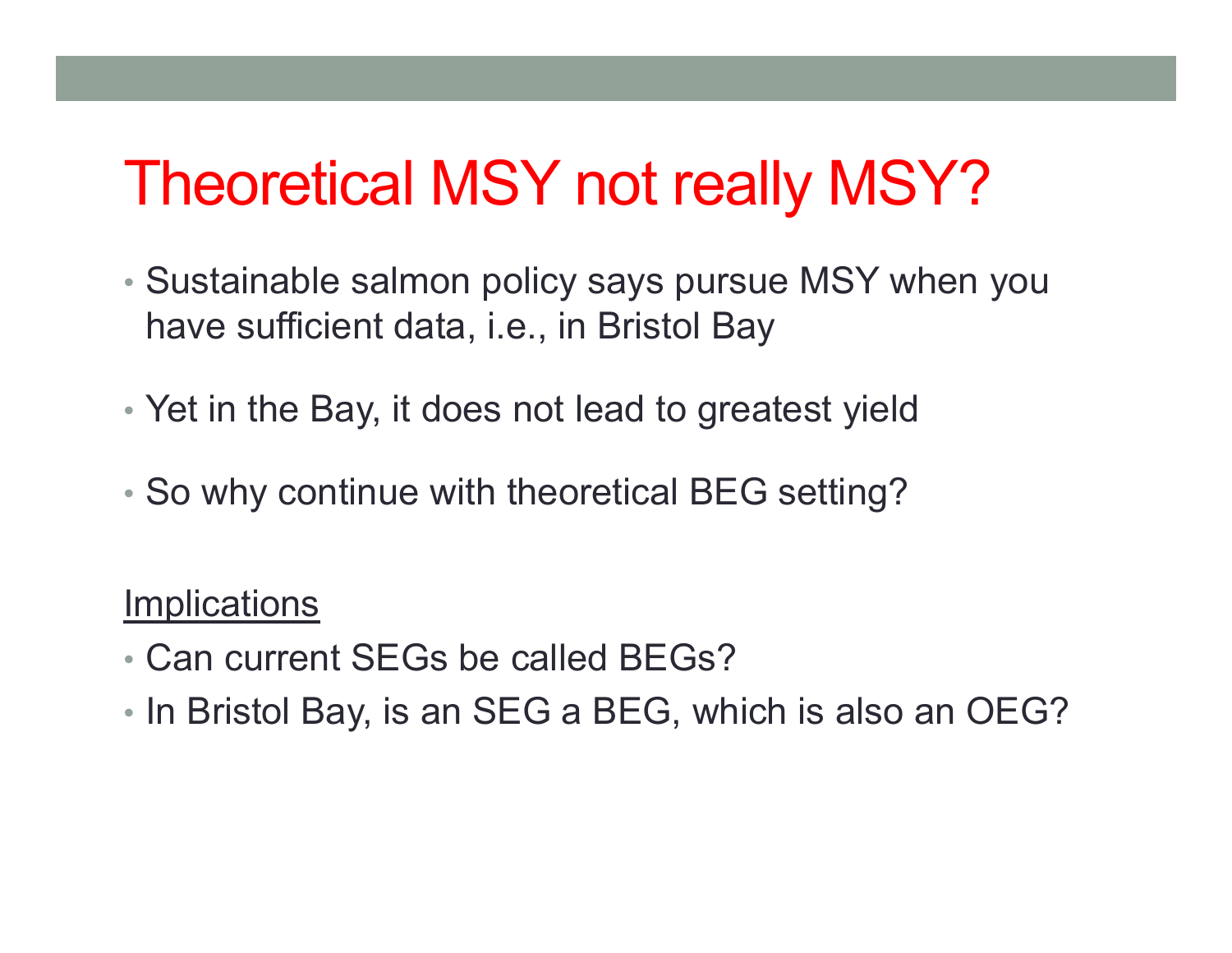# Theoretical MSY not really MSY?

- Sustainable salmon policy says pursue MSY when you have sufficient data, i.e., in Bristol Bay
- Yet in the Bay, it does not lead to greatest yield
- So why continue with theoretical BEG setting?

<u>Implications</u>

- Can current SEGs be called BEGs?
- In Bristol Bay, is an SEG a BEG, which is also an OEG?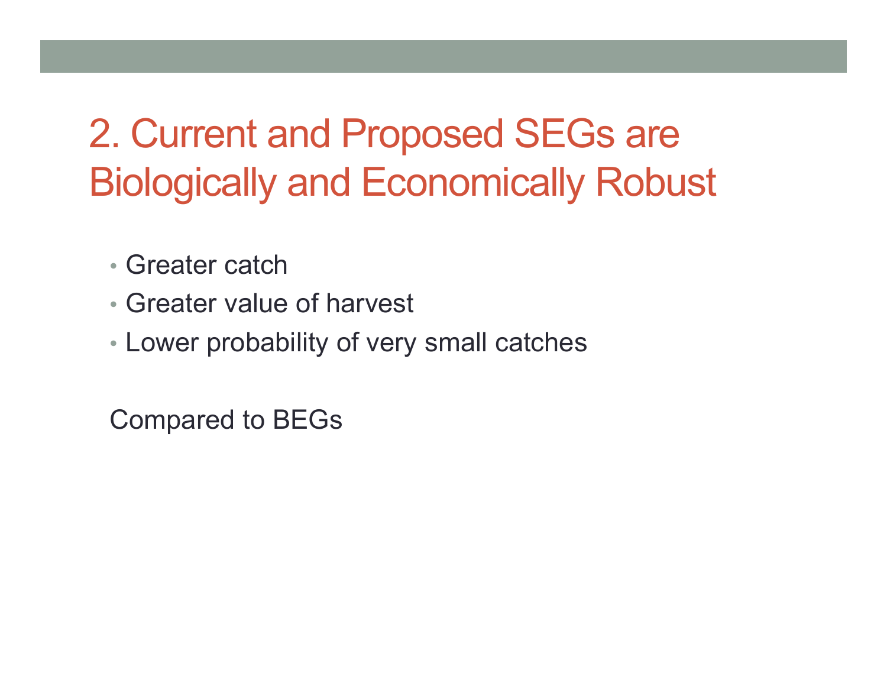# 2. Current and Proposed SEGs are Biologically and Economically Robust

- Greater catch
- Greater value of harvest
- Lower probability of very small catches

Compared to BEGs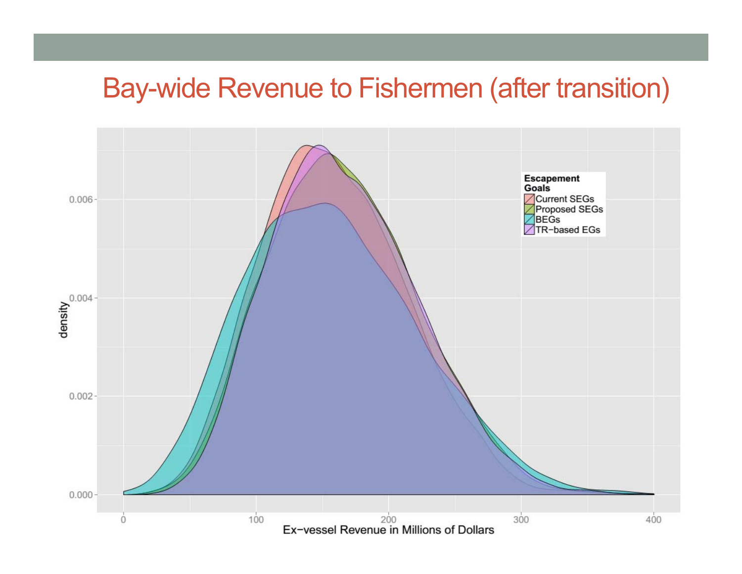# Bay-wide Revenue to Fishermen (after transition)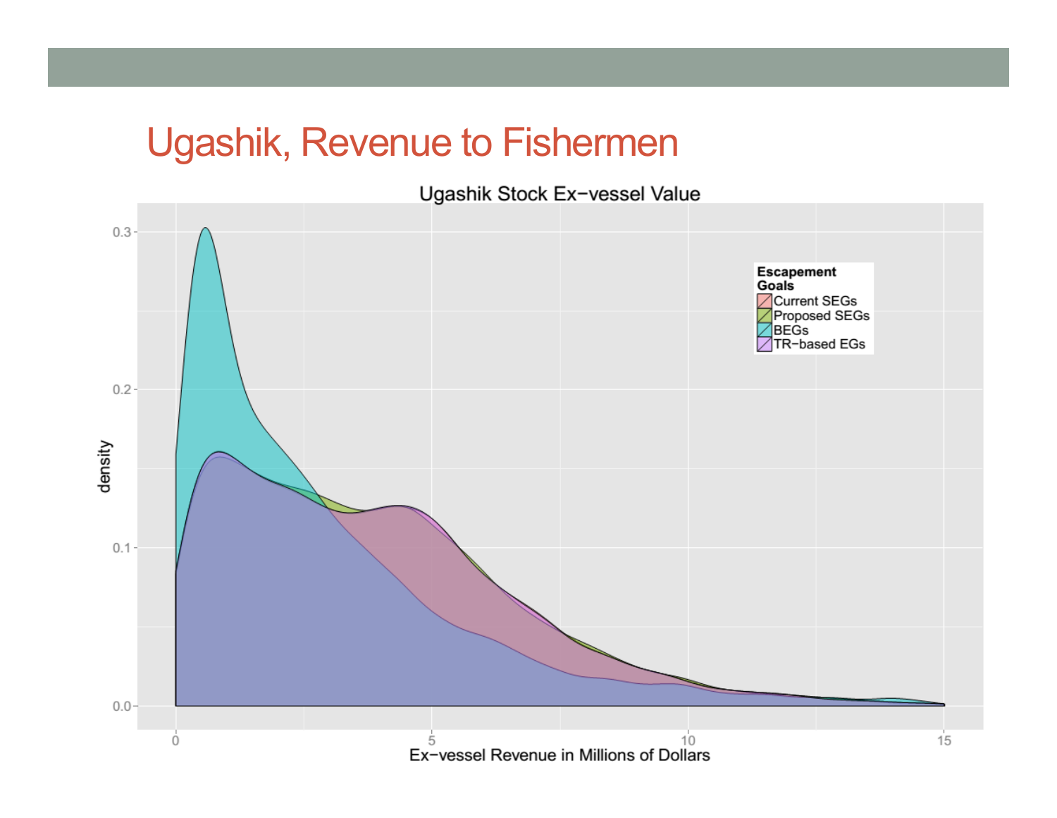# Ugashik, Revenue to Fishermen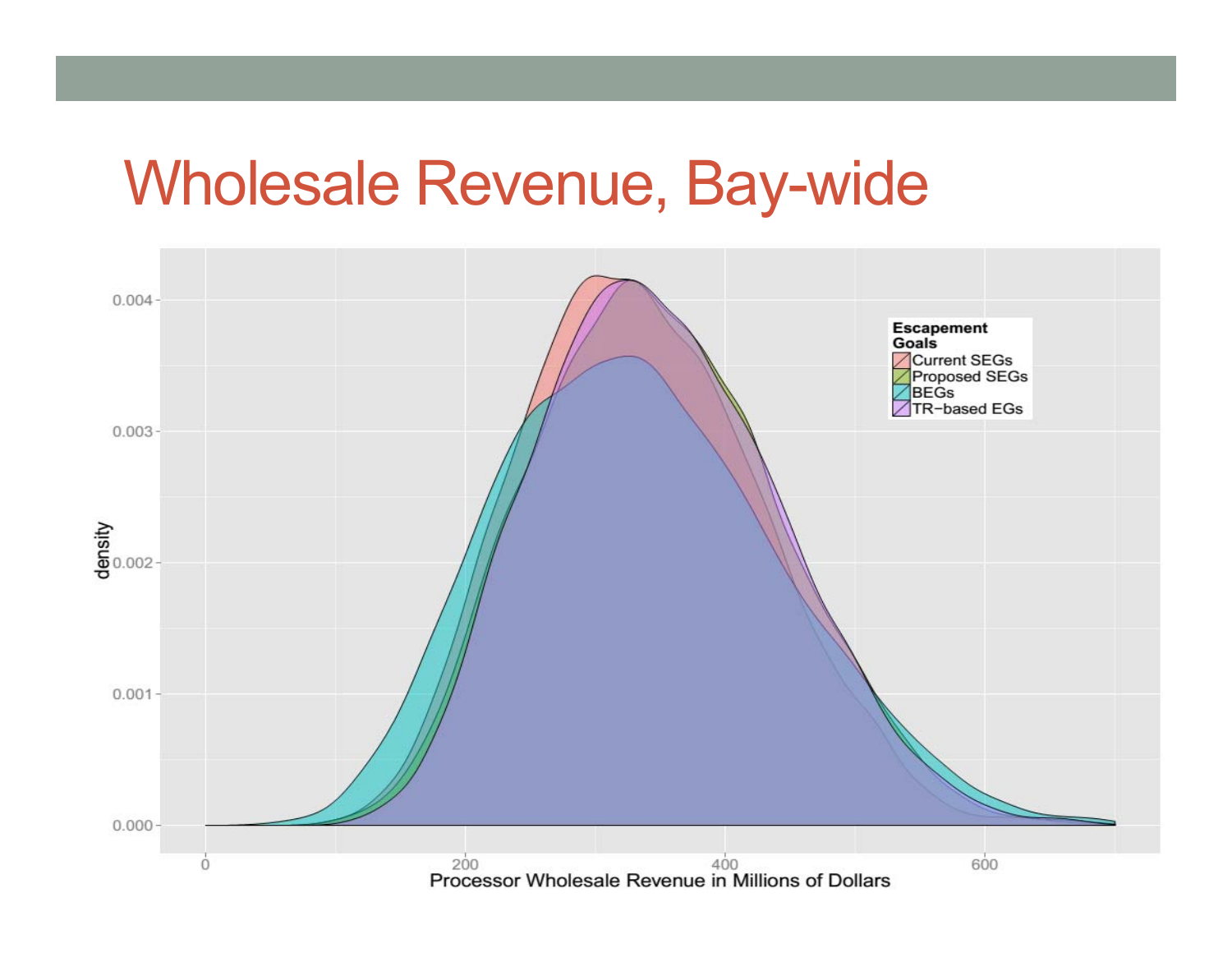# Wholesale Revenue, Bay-wide

**Escapement Goals**
- Current SEGs
- Proposed SEGs
- BEGs
- TR-based EGs

density: 0.000, 0.001, 0.002, 0.003, 0.004

Processor Wholesale Revenue in Millions of Dollars: 0, 200, 400, 600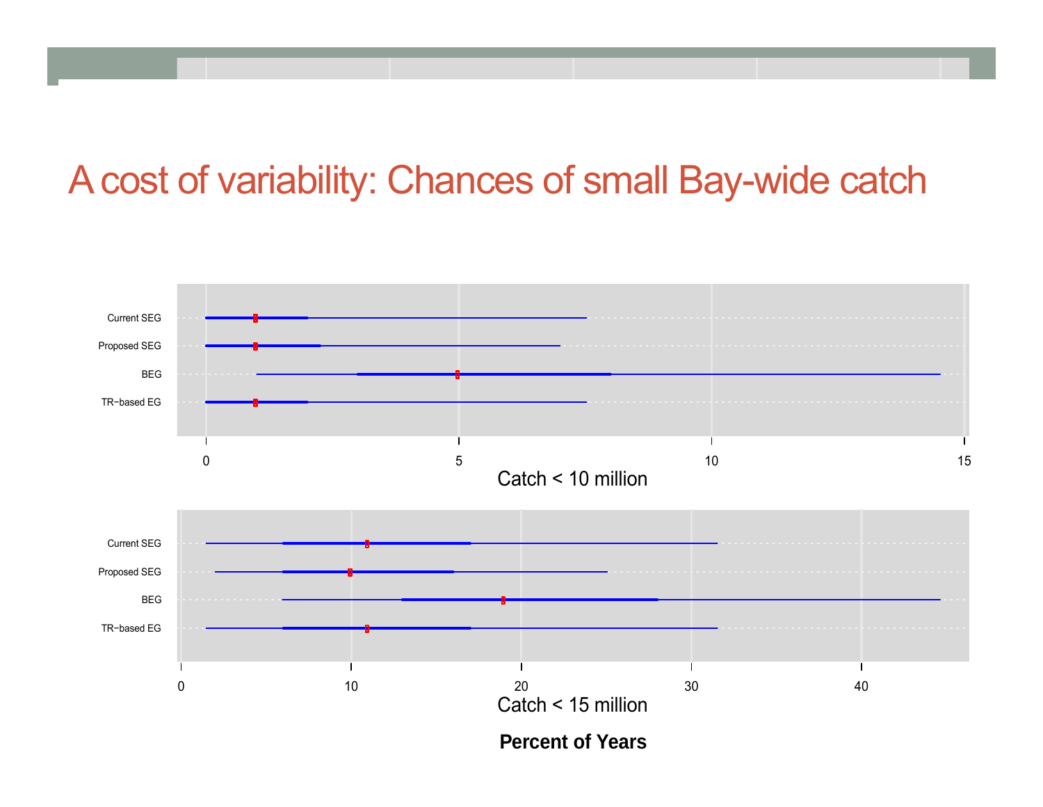# A cost of variability: Chances of small Bay-wide catch

Current SEG
Proposed SEG
BEG
TR-based EG

0 5 10 15

Catch < 10 million

Current SEG
Proposed SEG
BEG
TR-based EG

0 10 20 30 40

Catch < 15 million

**Percent of Years**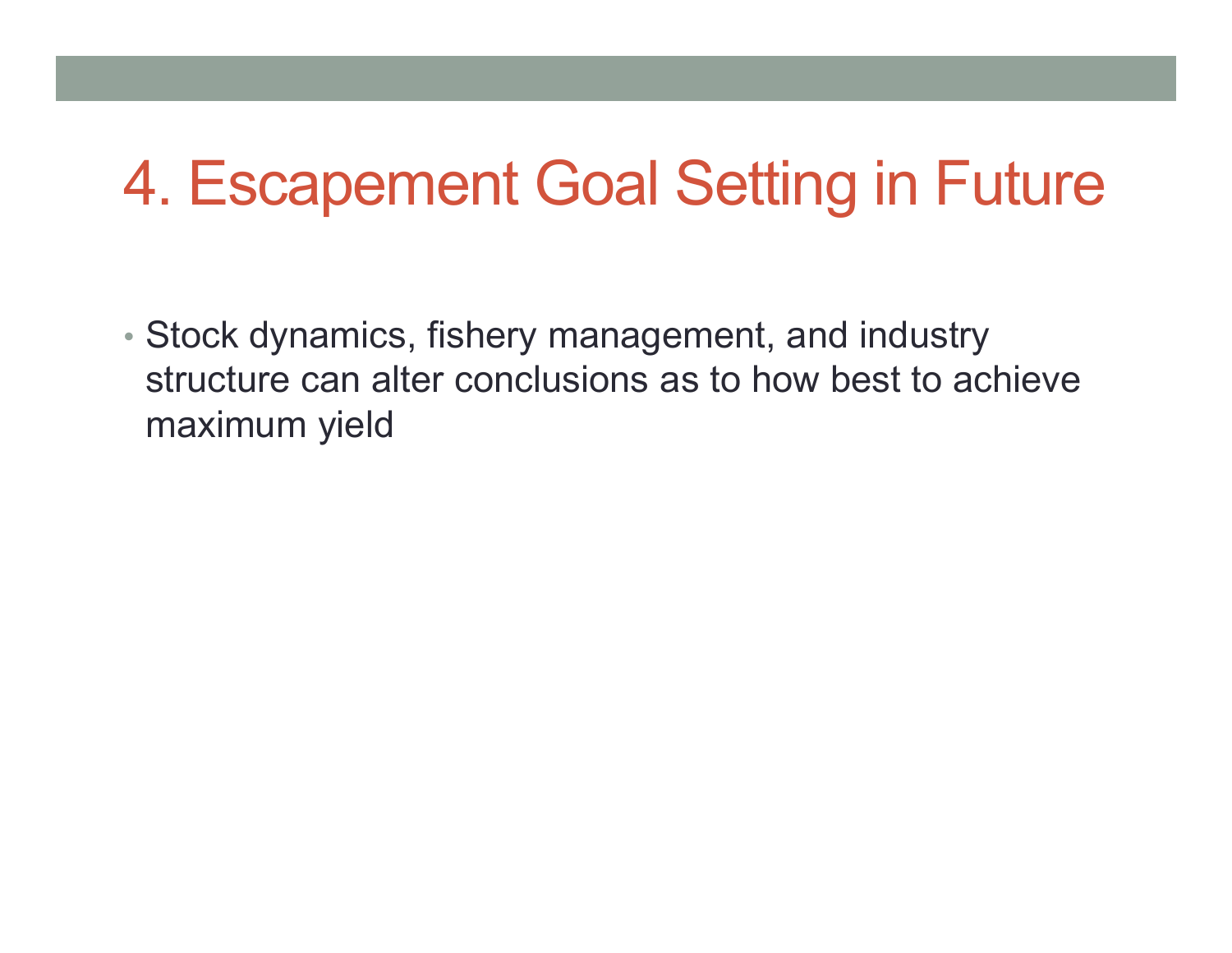# 4. Escapement Goal Setting in Future

- Stock dynamics, fishery management, and industry structure can alter conclusions as to how best to achieve maximum yield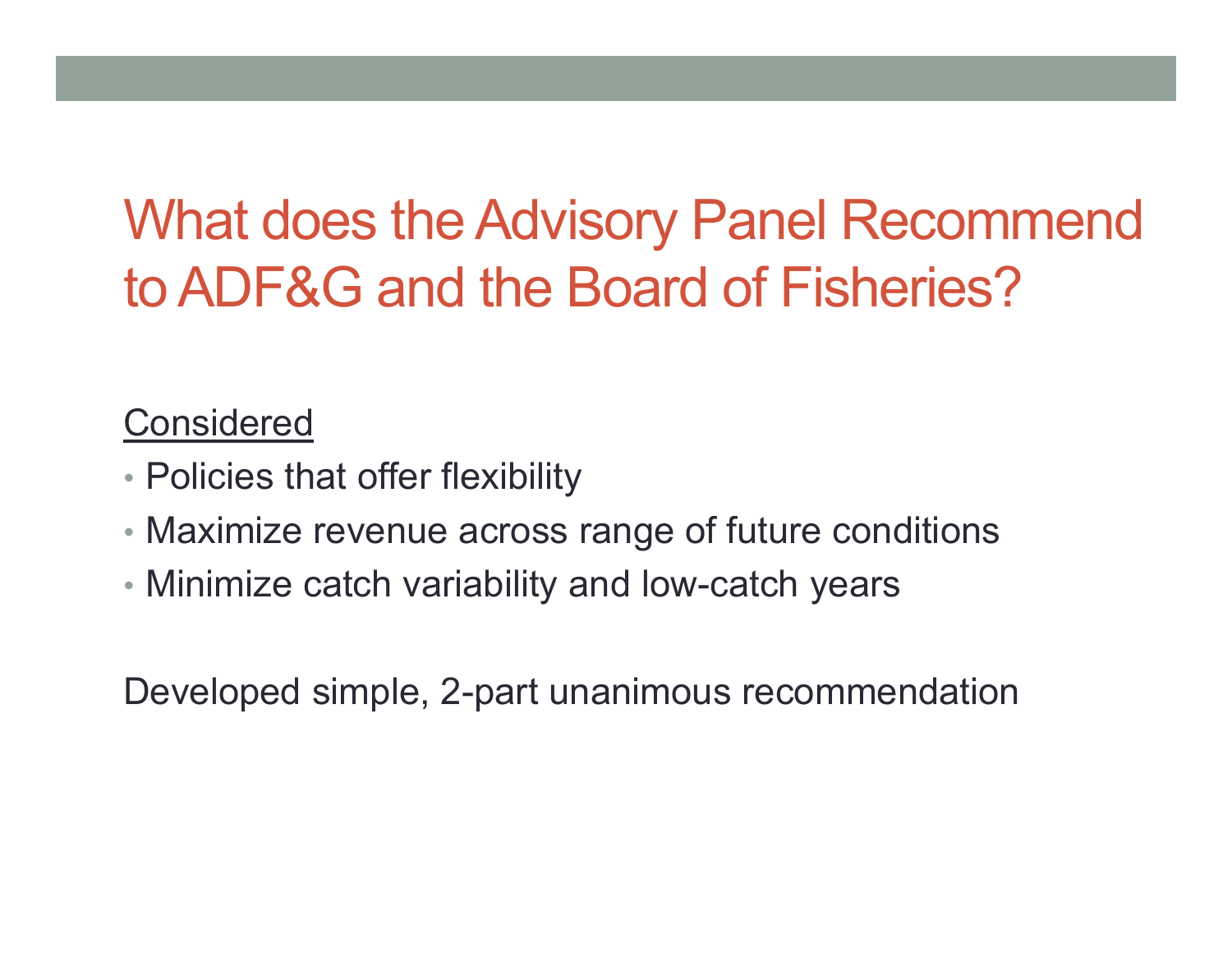# What does the Advisory Panel Recommend to ADF&G and the Board of Fisheries?

<u>Considered</u>

- Policies that offer flexibility
- Maximize revenue across range of future conditions
- Minimize catch variability and low-catch years

Developed simple, 2-part unanimous recommendation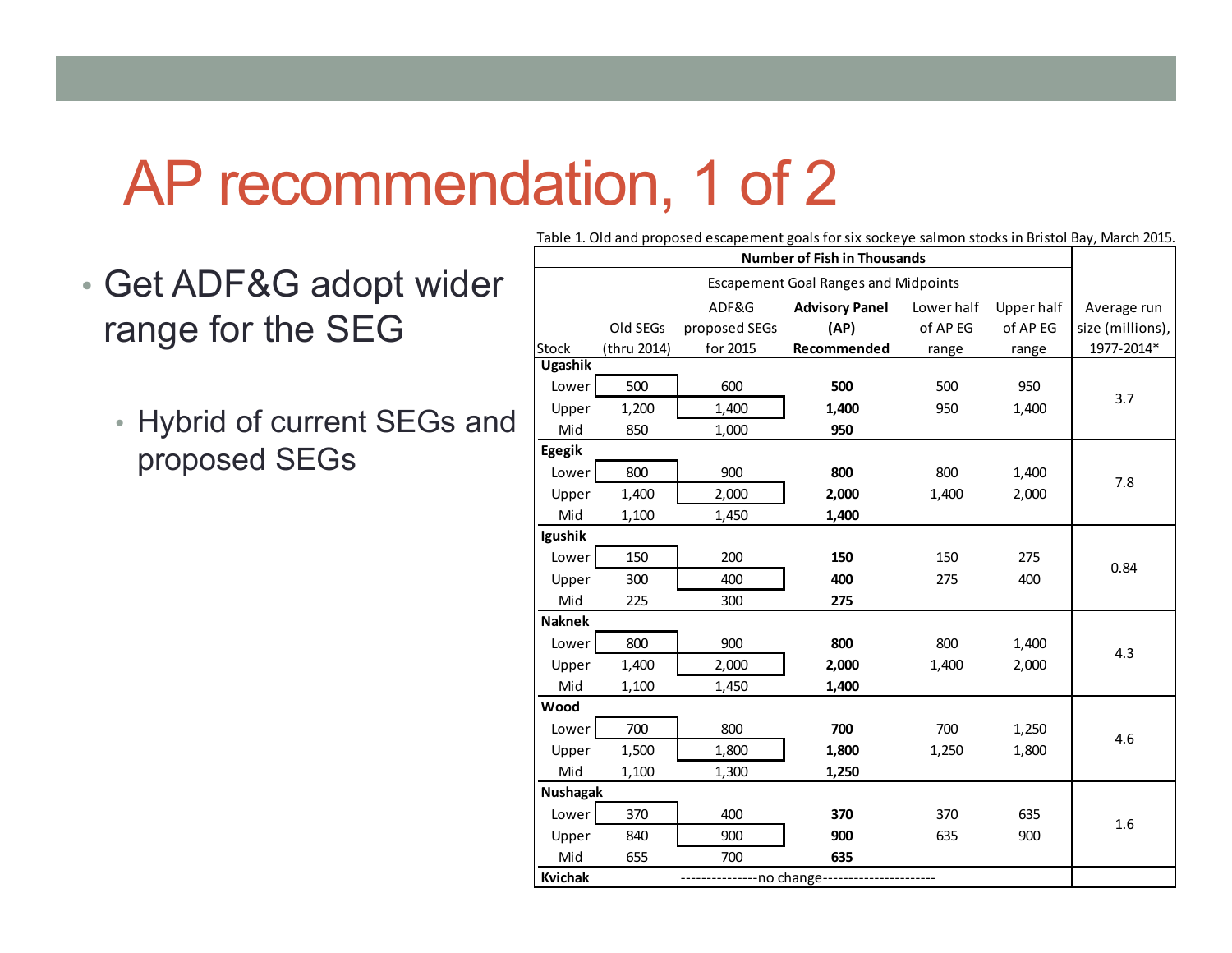# AP recommendation, 1 of 2

- Get ADF&G adopt wider range for the SEG
  - Hybrid of current SEGs and proposed SEGs

Table 1. Old and proposed escapement goals for six sockeye salmon stocks in Bristol Bay, March 2015.

| | Number of Fish in Thousands | | | | | |
|---|---|---|---|---|---|---|
| | Escapement Goal Ranges and Midpoints | | | | | |
| Stock | Old SEGs (thru 2014) | ADF&G proposed SEGs for 2015 | **Advisory Panel (AP) Recommended** | Lower half of AP EG range | Upper half of AP EG range | Average run size (millions), 1977-2014* |
| **Ugashik** | | | | | | |
| Lower | 500 | 600 | **500** | 500 | 950 | 3.7 |
| Upper | 1,200 | 1,400 | **1,400** | 950 | 1,400 | |
| Mid | 850 | 1,000 | **950** | | | |
| **Egegik** | | | | | | |
| Lower | 800 | 900 | **800** | 800 | 1,400 | 7.8 |
| Upper | 1,400 | 2,000 | **2,000** | 1,400 | 2,000 | |
| Mid | 1,100 | 1,450 | **1,400** | | | |
| **Igushik** | | | | | | |
| Lower | 150 | 200 | **150** | 150 | 275 | 0.84 |
| Upper | 300 | 400 | **400** | 275 | 400 | |
| Mid | 225 | 300 | **275** | | | |
| **Naknek** | | | | | | |
| Lower | 800 | 900 | **800** | 800 | 1,400 | 4.3 |
| Upper | 1,400 | 2,000 | **2,000** | 1,400 | 2,000 | |
| Mid | 1,100 | 1,450 | **1,400** | | | |
| **Wood** | | | | | | |
| Lower | 700 | 800 | **700** | 700 | 1,250 | 4.6 |
| Upper | 1,500 | 1,800 | **1,800** | 1,250 | 1,800 | |
| Mid | 1,100 | 1,300 | **1,250** | | | |
| **Nushagak** | | | | | | |
| Lower | 370 | 400 | **370** | 370 | 635 | 1.6 |
| Upper | 840 | 900 | **900** | 635 | 900 | |
| Mid | 655 | 700 | **635** | | | |
| **Kvichak** | ---------------no change--------------------- | | | | | |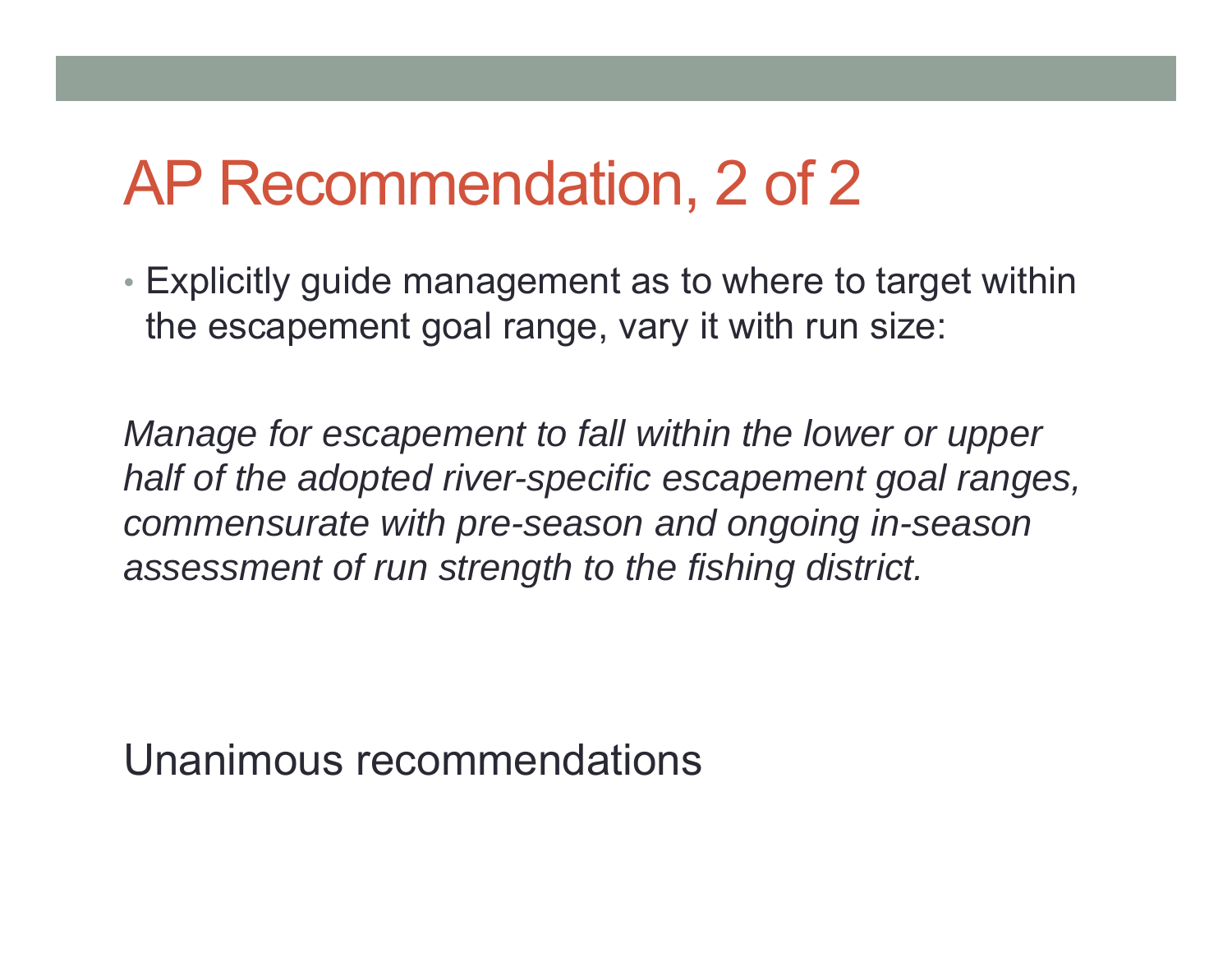# AP Recommendation, 2 of 2

- Explicitly guide management as to where to target within the escapement goal range, vary it with run size:

*Manage for escapement to fall within the lower or upper half of the adopted river-specific escapement goal ranges, commensurate with pre-season and ongoing in-season assessment of run strength to the fishing district.*

Unanimous recommendations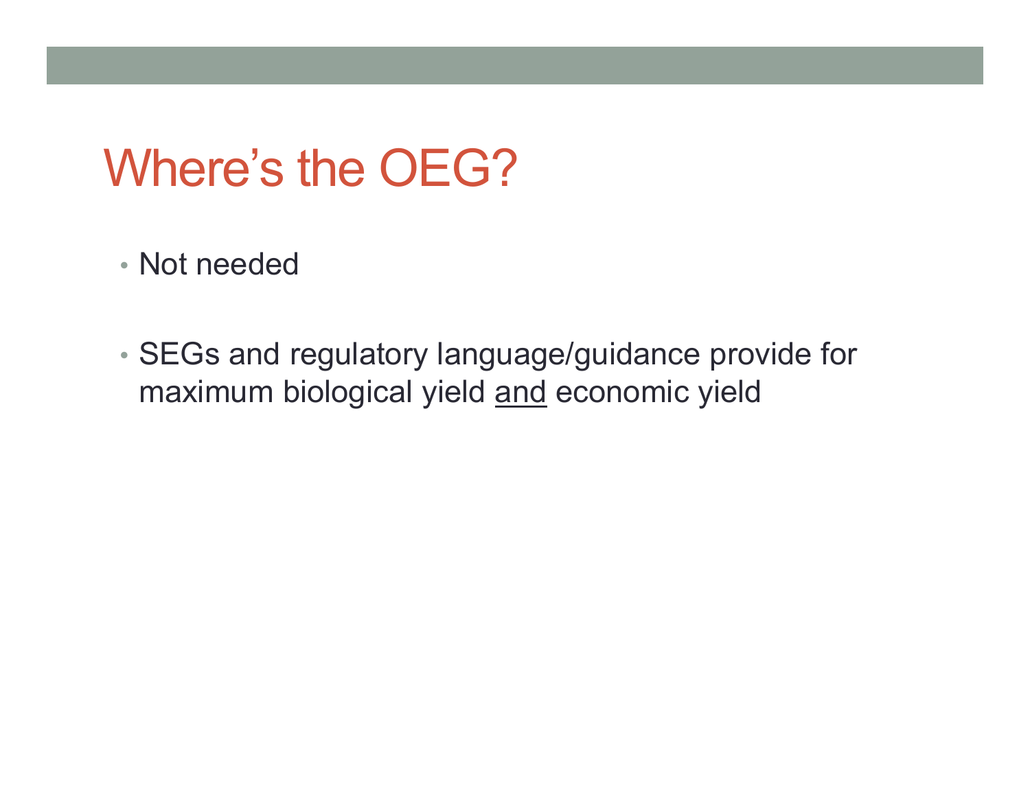# Where's the OEG?

- Not needed
- SEGs and regulatory language/guidance provide for maximum biological yield <u>and</u> economic yield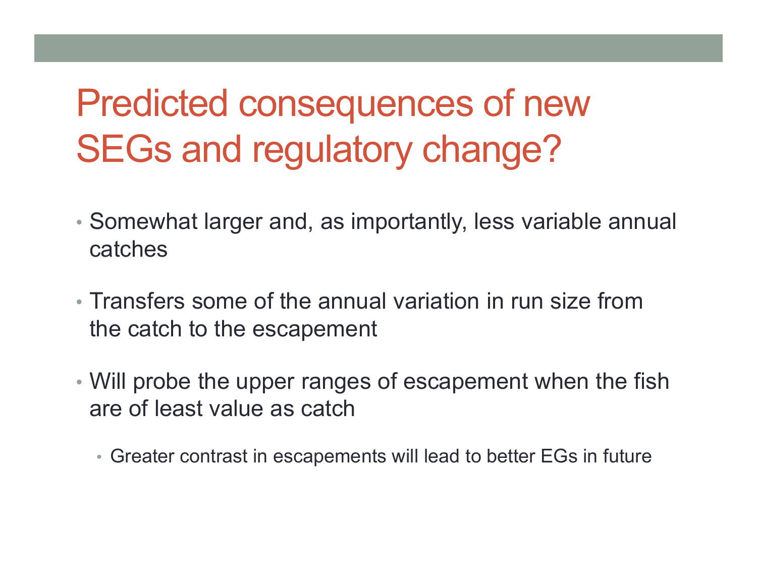# Predicted consequences of new SEGs and regulatory change?

- Somewhat larger and, as importantly, less variable annual catches
- Transfers some of the annual variation in run size from the catch to the escapement
- Will probe the upper ranges of escapement when the fish are of least value as catch
  - Greater contrast in escapements will lead to better EGs in future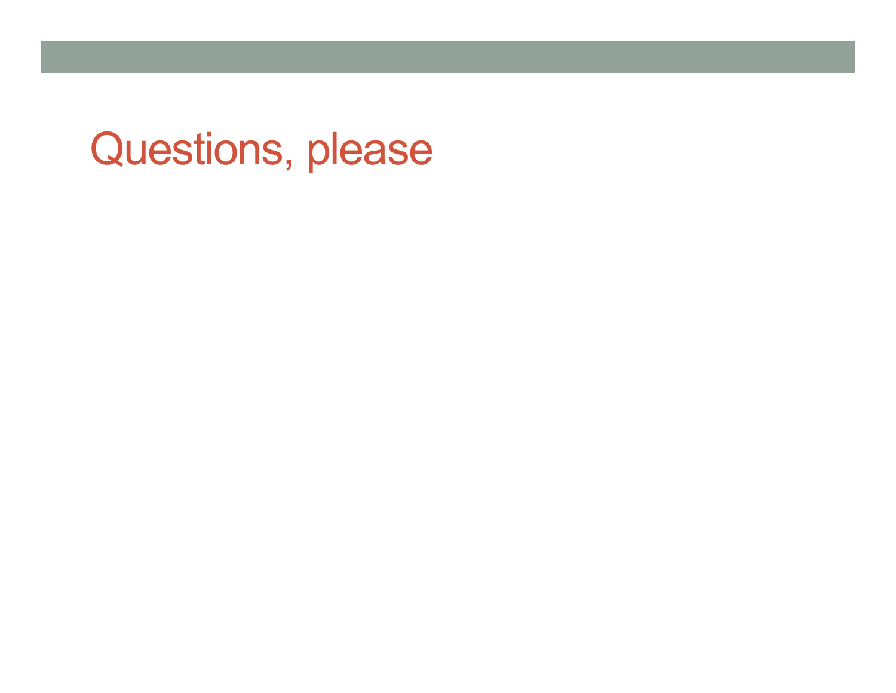# Questions, please